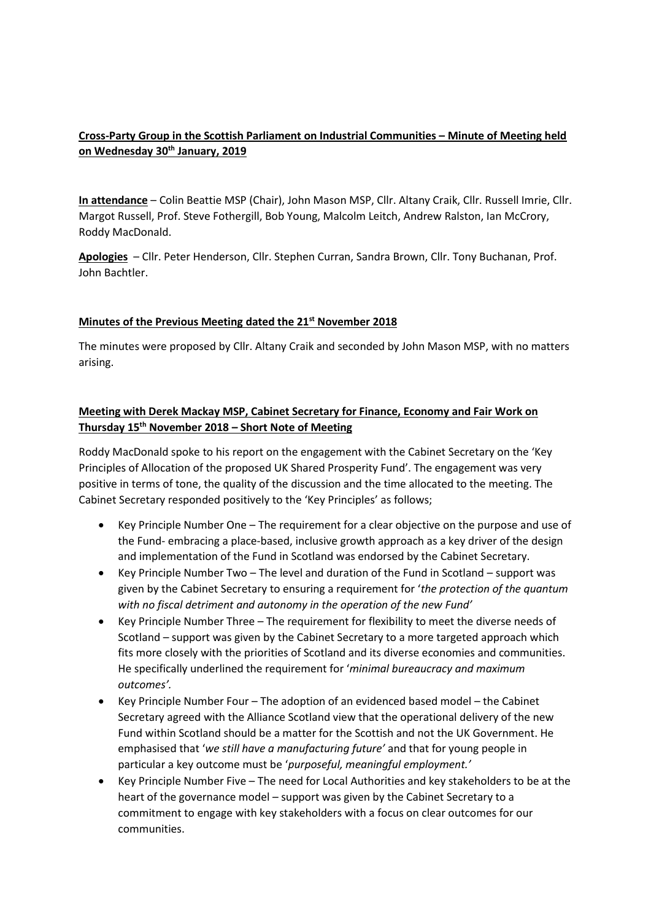**Cross-Party Group in the Scottish Parliament on Industrial Communities – Minute of Meeting held on Wednesday 30th January, 2019**

**In attendance** – Colin Beattie MSP (Chair), John Mason MSP, Cllr. Altany Craik, Cllr. Russell Imrie, Cllr. Margot Russell, Prof. Steve Fothergill, Bob Young, Malcolm Leitch, Andrew Ralston, Ian McCrory, Roddy MacDonald.

**Apologies** – Cllr. Peter Henderson, Cllr. Stephen Curran, Sandra Brown, Cllr. Tony Buchanan, Prof. John Bachtler.

**Minutes of the Previous Meeting dated the 21st November 2018**

The minutes were proposed by Cllr. Altany Craik and seconded by John Mason MSP, with no matters arising.

**Meeting with Derek Mackay MSP, Cabinet Secretary for Finance, Economy and Fair Work on Thursday 15th November 2018 – Short Note of Meeting**

Roddy MacDonald spoke to his report on the engagement with the Cabinet Secretary on the 'Key Principles of Allocation of the proposed UK Shared Prosperity Fund'. The engagement was very positive in terms of tone, the quality of the discussion and the time allocated to the meeting. The Cabinet Secretary responded positively to the 'Key Principles' as follows;

- Key Principle Number One – The requirement for a clear objective on the purpose and use of the Fund- embracing a place-based, inclusive growth approach as a key driver of the design and implementation of the Fund in Scotland was endorsed by the Cabinet Secretary.
- Key Principle Number Two – The level and duration of the Fund in Scotland – support was given by the Cabinet Secretary to ensuring a requirement for '*the protection of the quantum with no fiscal detriment and autonomy in the operation of the new Fund'*
- Key Principle Number Three – The requirement for flexibility to meet the diverse needs of Scotland – support was given by the Cabinet Secretary to a more targeted approach which fits more closely with the priorities of Scotland and its diverse economies and communities. He specifically underlined the requirement for '*minimal bureaucracy and maximum outcomes'.*
- Key Principle Number Four – The adoption of an evidenced based model – the Cabinet Secretary agreed with the Alliance Scotland view that the operational delivery of the new Fund within Scotland should be a matter for the Scottish and not the UK Government. He emphasised that '*we still have a manufacturing future'* and that for young people in particular a key outcome must be '*purposeful, meaningful employment.'*
- Key Principle Number Five – The need for Local Authorities and key stakeholders to be at the heart of the governance model – support was given by the Cabinet Secretary to a commitment to engage with key stakeholders with a focus on clear outcomes for our communities.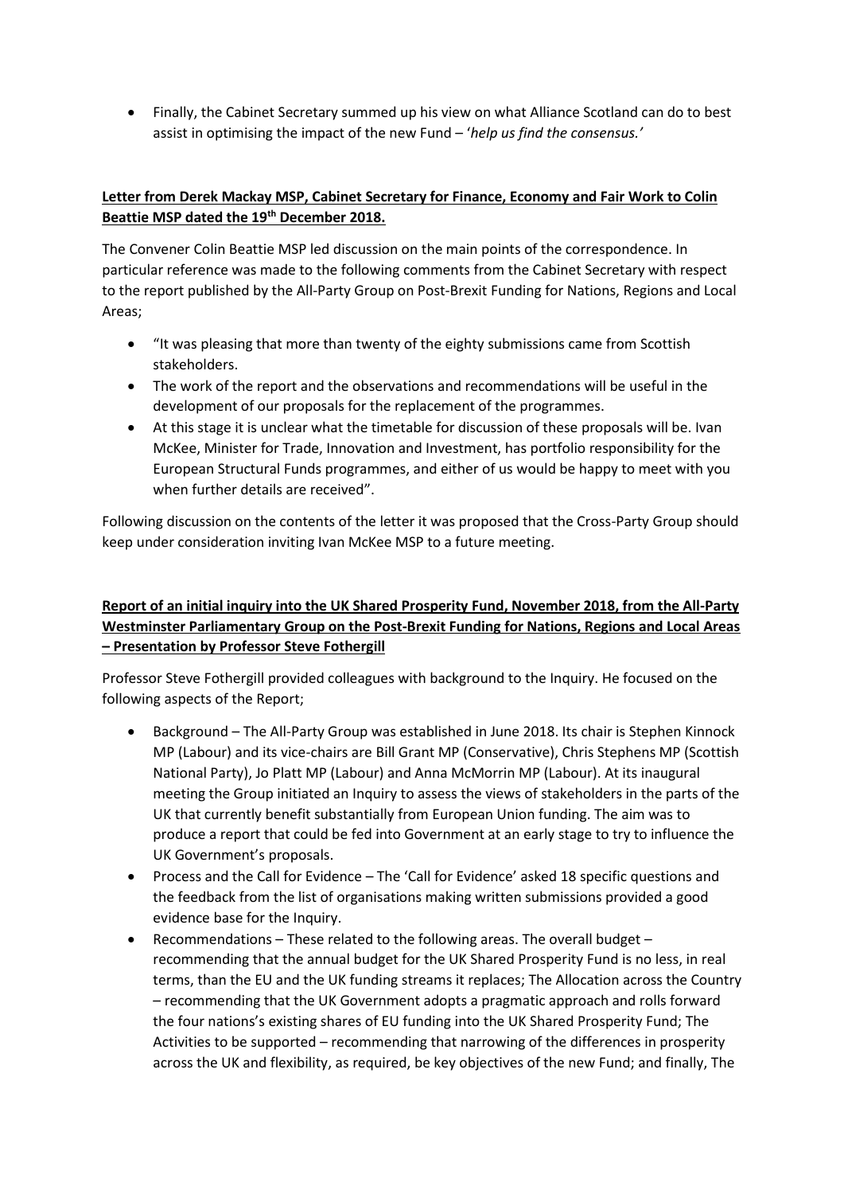- Finally, the Cabinet Secretary summed up his view on what Alliance Scotland can do to best assist in optimising the impact of the new Fund – '*help us find the consensus.'*

**Letter from Derek Mackay MSP, Cabinet Secretary for Finance, Economy and Fair Work to Colin Beattie MSP dated the 19th December 2018.**

The Convener Colin Beattie MSP led discussion on the main points of the correspondence. In particular reference was made to the following comments from the Cabinet Secretary with respect to the report published by the All-Party Group on Post-Brexit Funding for Nations, Regions and Local Areas;

- "It was pleasing that more than twenty of the eighty submissions came from Scottish stakeholders.
- The work of the report and the observations and recommendations will be useful in the development of our proposals for the replacement of the programmes.
- At this stage it is unclear what the timetable for discussion of these proposals will be. Ivan McKee, Minister for Trade, Innovation and Investment, has portfolio responsibility for the European Structural Funds programmes, and either of us would be happy to meet with you when further details are received".

Following discussion on the contents of the letter it was proposed that the Cross-Party Group should keep under consideration inviting Ivan McKee MSP to a future meeting.

**Report of an initial inquiry into the UK Shared Prosperity Fund, November 2018, from the All-Party Westminster Parliamentary Group on the Post-Brexit Funding for Nations, Regions and Local Areas – Presentation by Professor Steve Fothergill**

Professor Steve Fothergill provided colleagues with background to the Inquiry. He focused on the following aspects of the Report;

- Background – The All-Party Group was established in June 2018. Its chair is Stephen Kinnock MP (Labour) and its vice-chairs are Bill Grant MP (Conservative), Chris Stephens MP (Scottish National Party), Jo Platt MP (Labour) and Anna McMorrin MP (Labour). At its inaugural meeting the Group initiated an Inquiry to assess the views of stakeholders in the parts of the UK that currently benefit substantially from European Union funding. The aim was to produce a report that could be fed into Government at an early stage to try to influence the UK Government's proposals.
- Process and the Call for Evidence – The 'Call for Evidence' asked 18 specific questions and the feedback from the list of organisations making written submissions provided a good evidence base for the Inquiry.
- Recommendations – These related to the following areas. The overall budget – recommending that the annual budget for the UK Shared Prosperity Fund is no less, in real terms, than the EU and the UK funding streams it replaces; The Allocation across the Country – recommending that the UK Government adopts a pragmatic approach and rolls forward the four nations's existing shares of EU funding into the UK Shared Prosperity Fund; The Activities to be supported – recommending that narrowing of the differences in prosperity across the UK and flexibility, as required, be key objectives of the new Fund; and finally, The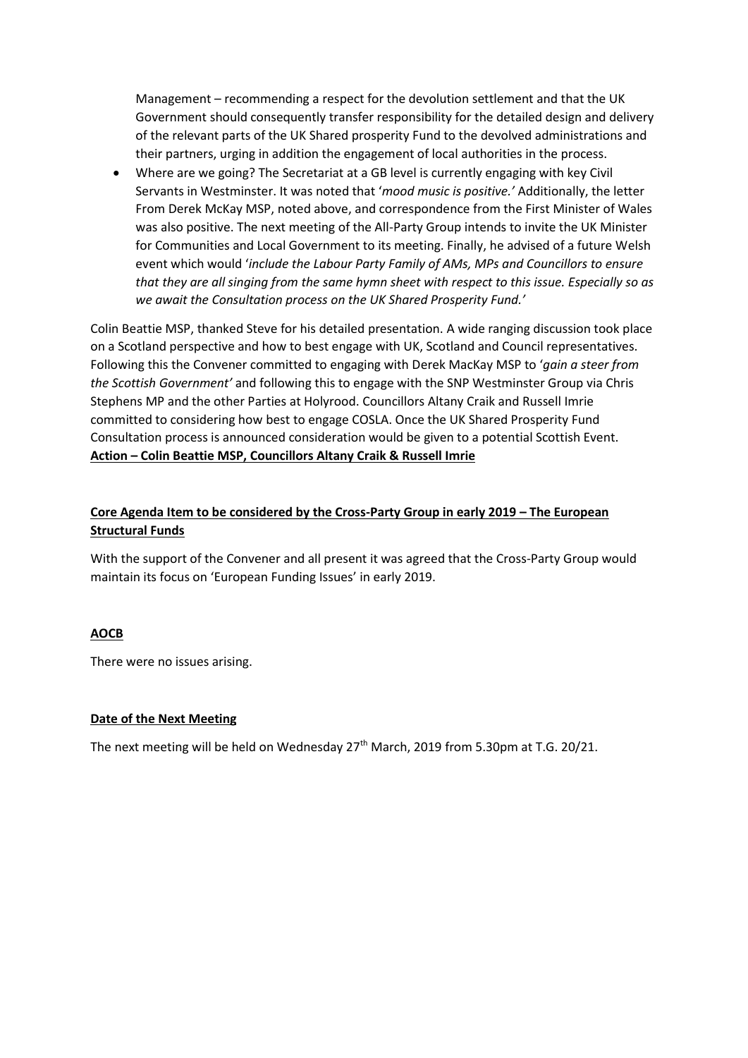Management – recommending a respect for the devolution settlement and that the UK Government should consequently transfer responsibility for the detailed design and delivery of the relevant parts of the UK Shared prosperity Fund to the devolved administrations and their partners, urging in addition the engagement of local authorities in the process.

- Where are we going? The Secretariat at a GB level is currently engaging with key Civil Servants in Westminster. It was noted that '*mood music is positive.'* Additionally, the letter From Derek McKay MSP, noted above, and correspondence from the First Minister of Wales was also positive. The next meeting of the All-Party Group intends to invite the UK Minister for Communities and Local Government to its meeting. Finally, he advised of a future Welsh event which would '*include the Labour Party Family of AMs, MPs and Councillors to ensure that they are all singing from the same hymn sheet with respect to this issue. Especially so as we await the Consultation process on the UK Shared Prosperity Fund.'*

Colin Beattie MSP, thanked Steve for his detailed presentation. A wide ranging discussion took place on a Scotland perspective and how to best engage with UK, Scotland and Council representatives. Following this the Convener committed to engaging with Derek MacKay MSP to '*gain a steer from the Scottish Government'* and following this to engage with the SNP Westminster Group via Chris Stephens MP and the other Parties at Holyrood. Councillors Altany Craik and Russell Imrie committed to considering how best to engage COSLA. Once the UK Shared Prosperity Fund Consultation process is announced consideration would be given to a potential Scottish Event.
**Action – Colin Beattie MSP, Councillors Altany Craik & Russell Imrie**

**Core Agenda Item to be considered by the Cross-Party Group in early 2019 – The European Structural Funds**

With the support of the Convener and all present it was agreed that the Cross-Party Group would maintain its focus on 'European Funding Issues' in early 2019.

**AOCB**

There were no issues arising.

**Date of the Next Meeting**

The next meeting will be held on Wednesday 27th March, 2019 from 5.30pm at T.G. 20/21.